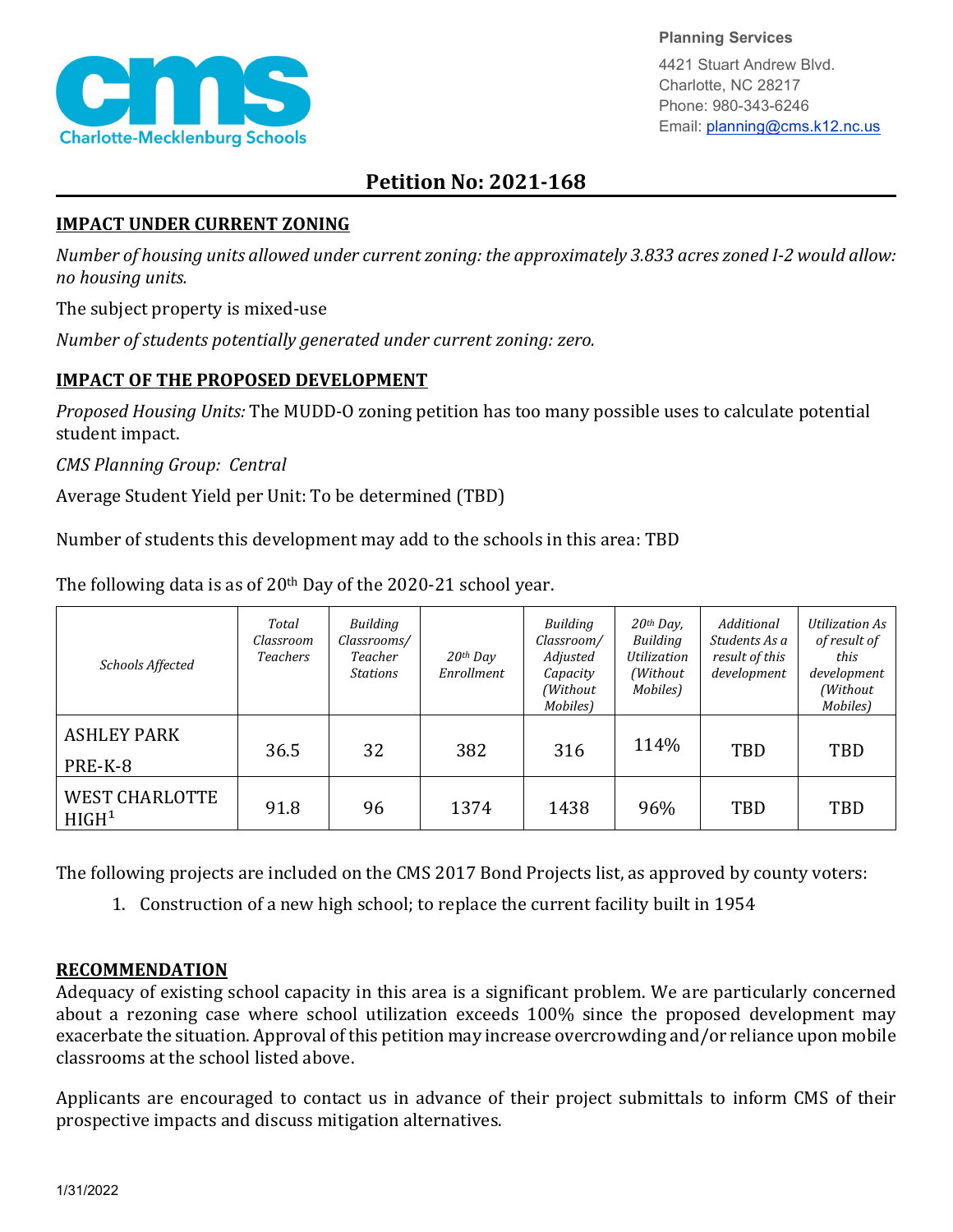Planning Services
4421 Stuart Andrew Blvd.
Charlotte, NC 28217
Phone: 980-343-6246
Email: planning@cms.k12.nc.us

# Petition No: 2021-168

## IMPACT UNDER CURRENT ZONING

*Number of housing units allowed under current zoning: the approximately 3.833 acres zoned I-2 would allow: no housing units.*

The subject property is mixed-use

*Number of students potentially generated under current zoning: zero.*

## IMPACT OF THE PROPOSED DEVELOPMENT

*Proposed Housing Units:* The MUDD-O zoning petition has too many possible uses to calculate potential student impact.

*CMS Planning Group: Central*

Average Student Yield per Unit: To be determined (TBD)

Number of students this development may add to the schools in this area: TBD

The following data is as of 20th Day of the 2020-21 school year.

| *Schools Affected* | *Total Classroom Teachers* | *Building Classrooms/ Teacher Stations* | *20th Day Enrollment* | *Building Classroom/ Adjusted Capacity (Without Mobiles)* | *20th Day, Building Utilization (Without Mobiles)* | *Additional Students As a result of this development* | *Utilization As of result of this development (Without Mobiles)* |
|---|---|---|---|---|---|---|---|
| ASHLEY PARK PRE-K-8 | 36.5 | 32 | 382 | 316 | 114% | TBD | TBD |
| WEST CHARLOTTE HIGH[1] | 91.8 | 96 | 1374 | 1438 | 96% | TBD | TBD |

The following projects are included on the CMS 2017 Bond Projects list, as approved by county voters:

1. Construction of a new high school; to replace the current facility built in 1954

## RECOMMENDATION

Adequacy of existing school capacity in this area is a significant problem. We are particularly concerned about a rezoning case where school utilization exceeds 100% since the proposed development may exacerbate the situation. Approval of this petition may increase overcrowding and/or reliance upon mobile classrooms at the school listed above.

Applicants are encouraged to contact us in advance of their project submittals to inform CMS of their prospective impacts and discuss mitigation alternatives.

1/31/2022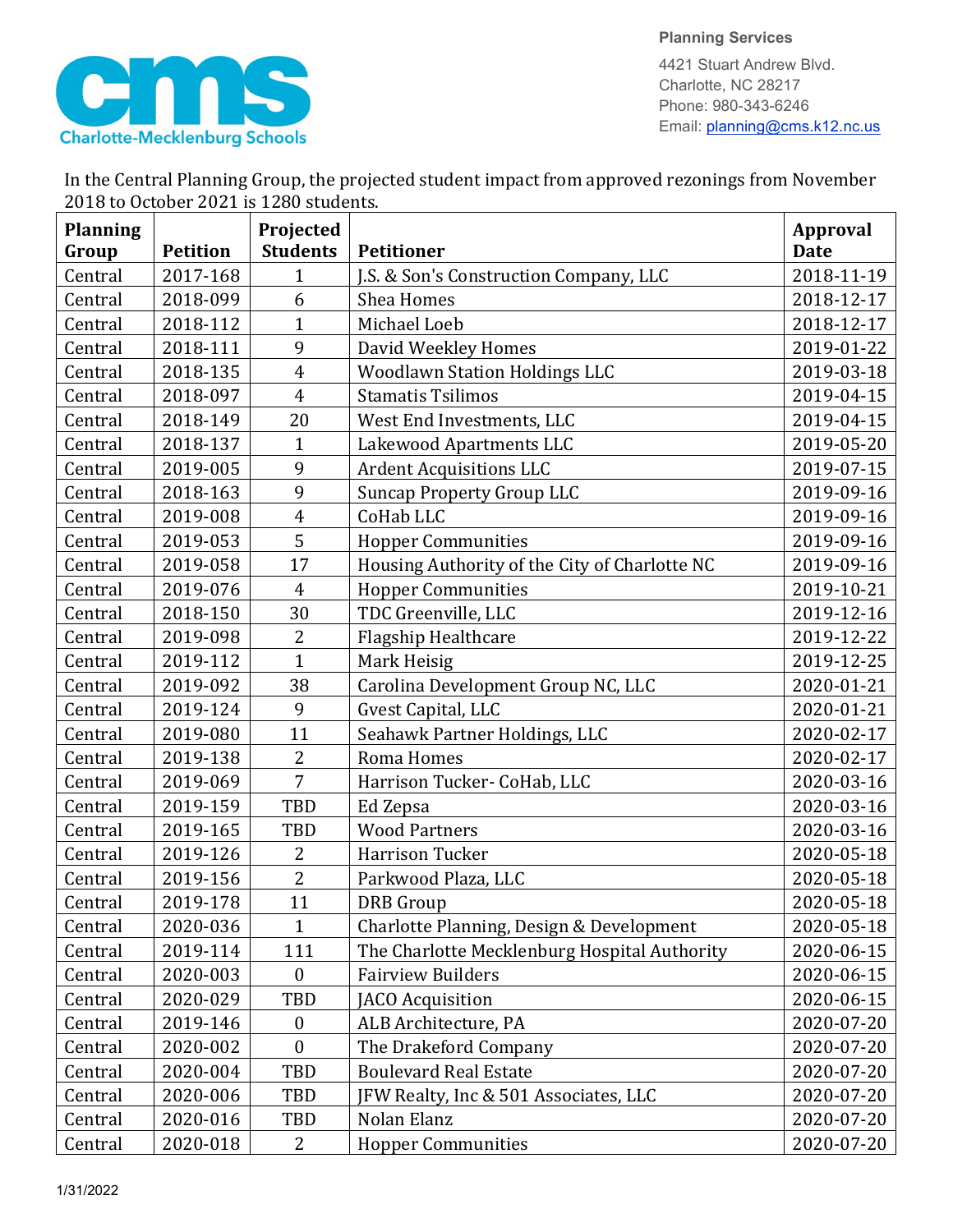Planning Services

4421 Stuart Andrew Blvd.
Charlotte, NC 28217
Phone: 980-343-6246
Email: planning@cms.k12.nc.us

In the Central Planning Group, the projected student impact from approved rezonings from November 2018 to October 2021 is 1280 students.

| Planning Group | Petition | Projected Students | Petitioner | Approval Date |
|---|---|---|---|---|
| Central | 2017-168 | 1 | J.S. & Son's Construction Company, LLC | 2018-11-19 |
| Central | 2018-099 | 6 | Shea Homes | 2018-12-17 |
| Central | 2018-112 | 1 | Michael Loeb | 2018-12-17 |
| Central | 2018-111 | 9 | David Weekley Homes | 2019-01-22 |
| Central | 2018-135 | 4 | Woodlawn Station Holdings LLC | 2019-03-18 |
| Central | 2018-097 | 4 | Stamatis Tsilimos | 2019-04-15 |
| Central | 2018-149 | 20 | West End Investments, LLC | 2019-04-15 |
| Central | 2018-137 | 1 | Lakewood Apartments LLC | 2019-05-20 |
| Central | 2019-005 | 9 | Ardent Acquisitions LLC | 2019-07-15 |
| Central | 2018-163 | 9 | Suncap Property Group LLC | 2019-09-16 |
| Central | 2019-008 | 4 | CoHab LLC | 2019-09-16 |
| Central | 2019-053 | 5 | Hopper Communities | 2019-09-16 |
| Central | 2019-058 | 17 | Housing Authority of the City of Charlotte NC | 2019-09-16 |
| Central | 2019-076 | 4 | Hopper Communities | 2019-10-21 |
| Central | 2018-150 | 30 | TDC Greenville, LLC | 2019-12-16 |
| Central | 2019-098 | 2 | Flagship Healthcare | 2019-12-22 |
| Central | 2019-112 | 1 | Mark Heisig | 2019-12-25 |
| Central | 2019-092 | 38 | Carolina Development Group NC, LLC | 2020-01-21 |
| Central | 2019-124 | 9 | Gvest Capital, LLC | 2020-01-21 |
| Central | 2019-080 | 11 | Seahawk Partner Holdings, LLC | 2020-02-17 |
| Central | 2019-138 | 2 | Roma Homes | 2020-02-17 |
| Central | 2019-069 | 7 | Harrison Tucker- CoHab, LLC | 2020-03-16 |
| Central | 2019-159 | TBD | Ed Zepsa | 2020-03-16 |
| Central | 2019-165 | TBD | Wood Partners | 2020-03-16 |
| Central | 2019-126 | 2 | Harrison Tucker | 2020-05-18 |
| Central | 2019-156 | 2 | Parkwood Plaza, LLC | 2020-05-18 |
| Central | 2019-178 | 11 | DRB Group | 2020-05-18 |
| Central | 2020-036 | 1 | Charlotte Planning, Design & Development | 2020-05-18 |
| Central | 2019-114 | 111 | The Charlotte Mecklenburg Hospital Authority | 2020-06-15 |
| Central | 2020-003 | 0 | Fairview Builders | 2020-06-15 |
| Central | 2020-029 | TBD | JACO Acquisition | 2020-06-15 |
| Central | 2019-146 | 0 | ALB Architecture, PA | 2020-07-20 |
| Central | 2020-002 | 0 | The Drakeford Company | 2020-07-20 |
| Central | 2020-004 | TBD | Boulevard Real Estate | 2020-07-20 |
| Central | 2020-006 | TBD | JFW Realty, Inc & 501 Associates, LLC | 2020-07-20 |
| Central | 2020-016 | TBD | Nolan Elanz | 2020-07-20 |
| Central | 2020-018 | 2 | Hopper Communities | 2020-07-20 |

1/31/2022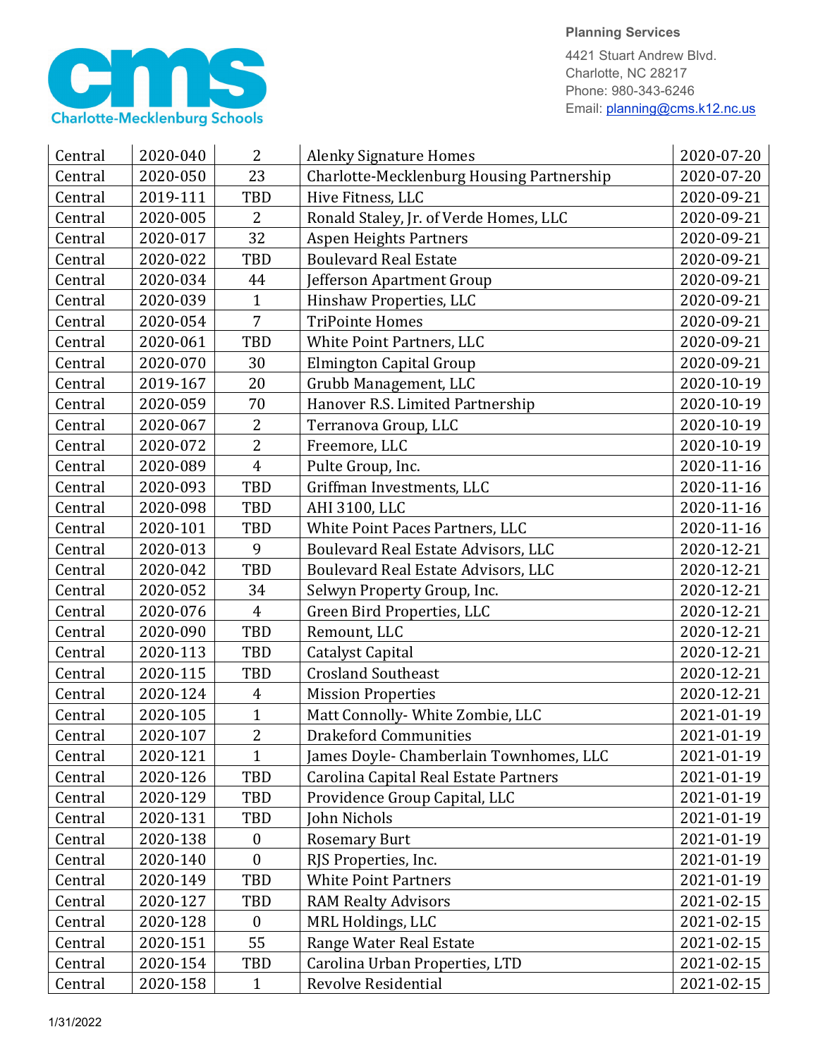Planning Services
4421 Stuart Andrew Blvd.
Charlotte, NC 28217
Phone: 980-343-6246
Email: planning@cms.k12.nc.us

| | | | | |
|---|---|---|---|---|
| Central | 2020-040 | 2 | Alenky Signature Homes | 2020-07-20 |
| Central | 2020-050 | 23 | Charlotte-Mecklenburg Housing Partnership | 2020-07-20 |
| Central | 2019-111 | TBD | Hive Fitness, LLC | 2020-09-21 |
| Central | 2020-005 | 2 | Ronald Staley, Jr. of Verde Homes, LLC | 2020-09-21 |
| Central | 2020-017 | 32 | Aspen Heights Partners | 2020-09-21 |
| Central | 2020-022 | TBD | Boulevard Real Estate | 2020-09-21 |
| Central | 2020-034 | 44 | Jefferson Apartment Group | 2020-09-21 |
| Central | 2020-039 | 1 | Hinshaw Properties, LLC | 2020-09-21 |
| Central | 2020-054 | 7 | TriPointe Homes | 2020-09-21 |
| Central | 2020-061 | TBD | White Point Partners, LLC | 2020-09-21 |
| Central | 2020-070 | 30 | Elmington Capital Group | 2020-09-21 |
| Central | 2019-167 | 20 | Grubb Management, LLC | 2020-10-19 |
| Central | 2020-059 | 70 | Hanover R.S. Limited Partnership | 2020-10-19 |
| Central | 2020-067 | 2 | Terranova Group, LLC | 2020-10-19 |
| Central | 2020-072 | 2 | Freemore, LLC | 2020-10-19 |
| Central | 2020-089 | 4 | Pulte Group, Inc. | 2020-11-16 |
| Central | 2020-093 | TBD | Griffman Investments, LLC | 2020-11-16 |
| Central | 2020-098 | TBD | AHI 3100, LLC | 2020-11-16 |
| Central | 2020-101 | TBD | White Point Paces Partners, LLC | 2020-11-16 |
| Central | 2020-013 | 9 | Boulevard Real Estate Advisors, LLC | 2020-12-21 |
| Central | 2020-042 | TBD | Boulevard Real Estate Advisors, LLC | 2020-12-21 |
| Central | 2020-052 | 34 | Selwyn Property Group, Inc. | 2020-12-21 |
| Central | 2020-076 | 4 | Green Bird Properties, LLC | 2020-12-21 |
| Central | 2020-090 | TBD | Remount, LLC | 2020-12-21 |
| Central | 2020-113 | TBD | Catalyst Capital | 2020-12-21 |
| Central | 2020-115 | TBD | Crosland Southeast | 2020-12-21 |
| Central | 2020-124 | 4 | Mission Properties | 2020-12-21 |
| Central | 2020-105 | 1 | Matt Connolly- White Zombie, LLC | 2021-01-19 |
| Central | 2020-107 | 2 | Drakeford Communities | 2021-01-19 |
| Central | 2020-121 | 1 | James Doyle- Chamberlain Townhomes, LLC | 2021-01-19 |
| Central | 2020-126 | TBD | Carolina Capital Real Estate Partners | 2021-01-19 |
| Central | 2020-129 | TBD | Providence Group Capital, LLC | 2021-01-19 |
| Central | 2020-131 | TBD | John Nichols | 2021-01-19 |
| Central | 2020-138 | 0 | Rosemary Burt | 2021-01-19 |
| Central | 2020-140 | 0 | RJS Properties, Inc. | 2021-01-19 |
| Central | 2020-149 | TBD | White Point Partners | 2021-01-19 |
| Central | 2020-127 | TBD | RAM Realty Advisors | 2021-02-15 |
| Central | 2020-128 | 0 | MRL Holdings, LLC | 2021-02-15 |
| Central | 2020-151 | 55 | Range Water Real Estate | 2021-02-15 |
| Central | 2020-154 | TBD | Carolina Urban Properties, LTD | 2021-02-15 |
| Central | 2020-158 | 1 | Revolve Residential | 2021-02-15 |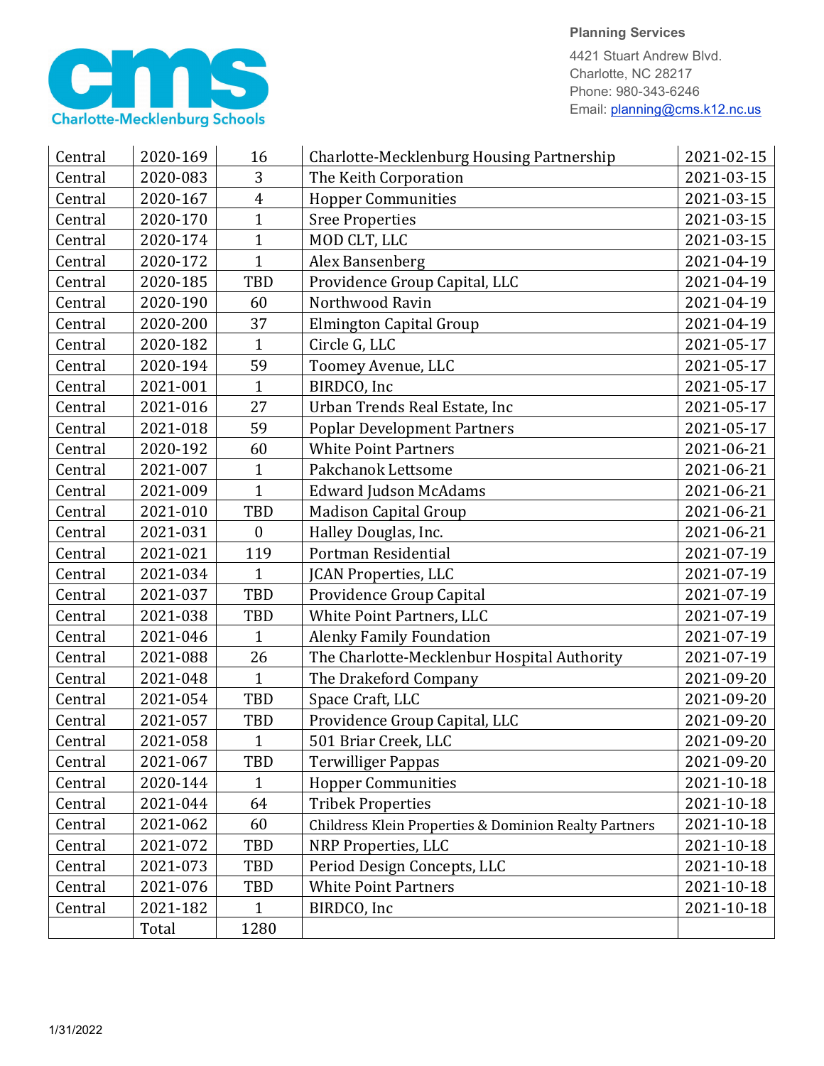Planning Services

4421 Stuart Andrew Blvd.
Charlotte, NC 28217
Phone: 980-343-6246
Email: planning@cms.k12.nc.us

| | | | | |
|---|---|---|---|---|
| Central | 2020-169 | 16 | Charlotte-Mecklenburg Housing Partnership | 2021-02-15 |
| Central | 2020-083 | 3 | The Keith Corporation | 2021-03-15 |
| Central | 2020-167 | 4 | Hopper Communities | 2021-03-15 |
| Central | 2020-170 | 1 | Sree Properties | 2021-03-15 |
| Central | 2020-174 | 1 | MOD CLT, LLC | 2021-03-15 |
| Central | 2020-172 | 1 | Alex Bansenberg | 2021-04-19 |
| Central | 2020-185 | TBD | Providence Group Capital, LLC | 2021-04-19 |
| Central | 2020-190 | 60 | Northwood Ravin | 2021-04-19 |
| Central | 2020-200 | 37 | Elmington Capital Group | 2021-04-19 |
| Central | 2020-182 | 1 | Circle G, LLC | 2021-05-17 |
| Central | 2020-194 | 59 | Toomey Avenue, LLC | 2021-05-17 |
| Central | 2021-001 | 1 | BIRDCO, Inc | 2021-05-17 |
| Central | 2021-016 | 27 | Urban Trends Real Estate, Inc | 2021-05-17 |
| Central | 2021-018 | 59 | Poplar Development Partners | 2021-05-17 |
| Central | 2020-192 | 60 | White Point Partners | 2021-06-21 |
| Central | 2021-007 | 1 | Pakchanok Lettsome | 2021-06-21 |
| Central | 2021-009 | 1 | Edward Judson McAdams | 2021-06-21 |
| Central | 2021-010 | TBD | Madison Capital Group | 2021-06-21 |
| Central | 2021-031 | 0 | Halley Douglas, Inc. | 2021-06-21 |
| Central | 2021-021 | 119 | Portman Residential | 2021-07-19 |
| Central | 2021-034 | 1 | JCAN Properties, LLC | 2021-07-19 |
| Central | 2021-037 | TBD | Providence Group Capital | 2021-07-19 |
| Central | 2021-038 | TBD | White Point Partners, LLC | 2021-07-19 |
| Central | 2021-046 | 1 | Alenky Family Foundation | 2021-07-19 |
| Central | 2021-088 | 26 | The Charlotte-Mecklenbur Hospital Authority | 2021-07-19 |
| Central | 2021-048 | 1 | The Drakeford Company | 2021-09-20 |
| Central | 2021-054 | TBD | Space Craft, LLC | 2021-09-20 |
| Central | 2021-057 | TBD | Providence Group Capital, LLC | 2021-09-20 |
| Central | 2021-058 | 1 | 501 Briar Creek, LLC | 2021-09-20 |
| Central | 2021-067 | TBD | Terwilliger Pappas | 2021-09-20 |
| Central | 2020-144 | 1 | Hopper Communities | 2021-10-18 |
| Central | 2021-044 | 64 | Tribek Properties | 2021-10-18 |
| Central | 2021-062 | 60 | Childress Klein Properties & Dominion Realty Partners | 2021-10-18 |
| Central | 2021-072 | TBD | NRP Properties, LLC | 2021-10-18 |
| Central | 2021-073 | TBD | Period Design Concepts, LLC | 2021-10-18 |
| Central | 2021-076 | TBD | White Point Partners | 2021-10-18 |
| Central | 2021-182 | 1 | BIRDCO, Inc | 2021-10-18 |
| | Total | 1280 | | |

1/31/2022